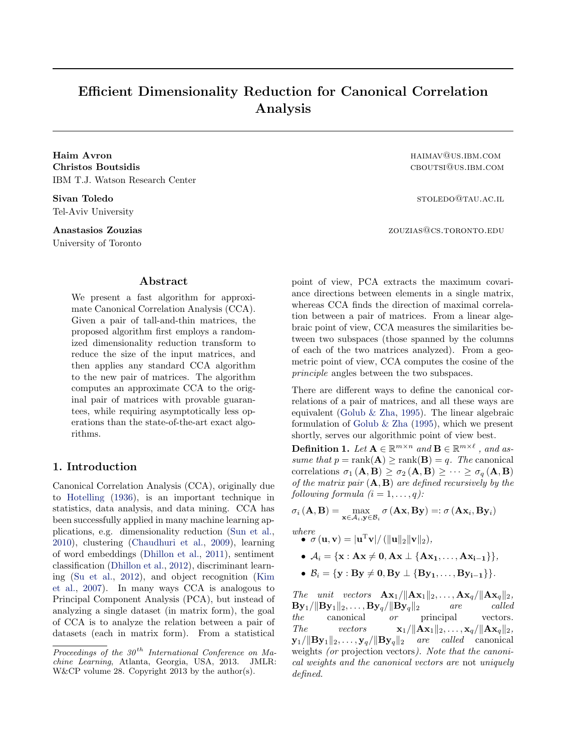# Efficient Dimensionality Reduction for Canonical Correlation Analysis

**Haim Avron** HAIMAV@US.IBM.COM
**Christos Boutsidis** CBOUTSI@US.IBM.COM
IBM T.J. Watson Research Center

**Sivan Toledo** STOLEDO@TAU.AC.IL
Tel-Aviv University

**Anastasios Zouzias** ZOUZIAS@CS.TORONTO.EDU
University of Toronto

## Abstract

We present a fast algorithm for approximate Canonical Correlation Analysis (CCA). Given a pair of tall-and-thin matrices, the proposed algorithm first employs a randomized dimensionality reduction transform to reduce the size of the input matrices, and then applies any standard CCA algorithm to the new pair of matrices. The algorithm computes an approximate CCA to the original pair of matrices with provable guarantees, while requiring asymptotically less operations than the state-of-the-art exact algorithms.

## 1. Introduction

Canonical Correlation Analysis (CCA), originally due to Hotelling (1936), is an important technique in statistics, data analysis, and data mining. CCA has been successfully applied in many machine learning applications, e.g. dimensionality reduction (Sun et al., 2010), clustering (Chaudhuri et al., 2009), learning of word embeddings (Dhillon et al., 2011), sentiment classification (Dhillon et al., 2012), discriminant learning (Su et al., 2012), and object recognition (Kim et al., 2007). In many ways CCA is analogous to Principal Component Analysis (PCA), but instead of analyzing a single dataset (in matrix form), the goal of CCA is to analyze the relation between a pair of datasets (each in matrix form). From a statistical point of view, PCA extracts the maximum covariance directions between elements in a single matrix, whereas CCA finds the direction of maximal correlation between a pair of matrices. From a linear algebraic point of view, CCA measures the similarities between two subspaces (those spanned by the columns of each of the two matrices analyzed). From a geometric point of view, CCA computes the cosine of the *principle* angles between the two subspaces.

There are different ways to define the canonical correlations of a pair of matrices, and all these ways are equivalent (Golub & Zha, 1995). The linear algebraic formulation of Golub & Zha (1995), which we present shortly, serves our algorithmic point of view best.

**Definition 1.** *Let $\mathbf{A} \in \mathbb{R}^{m \times n}$ and $\mathbf{B} \in \mathbb{R}^{m \times \ell}$ , and assume that $p = \mathrm{rank}(\mathbf{A}) \geq \mathrm{rank}(\mathbf{B}) = q$. The* canonical correlations $\sigma_1(\mathbf{A}, \mathbf{B}) \geq \sigma_2(\mathbf{A}, \mathbf{B}) \geq \cdots \geq \sigma_q(\mathbf{A}, \mathbf{B})$ *of the matrix pair $(\mathbf{A}, \mathbf{B})$ are defined recursively by the following formula ($i = 1, \ldots, q$):*

$$\sigma_i(\mathbf{A}, \mathbf{B}) = \max_{\mathbf{x} \in \mathcal{A}_i, \mathbf{y} \in \mathcal{B}_i} \sigma(\mathbf{A}\mathbf{x}, \mathbf{B}\mathbf{y}) =: \sigma(\mathbf{A}\mathbf{x}_i, \mathbf{B}\mathbf{y}_i)$$

*where*

- $\sigma(\mathbf{u}, \mathbf{v}) = |\mathbf{u}^{\mathrm{T}}\mathbf{v}| / (\|\mathbf{u}\|_2 \|\mathbf{v}\|_2)$,
- $\mathcal{A}_i = \{\mathbf{x} : \mathbf{A}\mathbf{x} \neq \mathbf{0}, \mathbf{A}\mathbf{x} \perp \{\mathbf{A}\mathbf{x}_1, \ldots, \mathbf{A}\mathbf{x}_{i-1}\}\}$,
- $\mathcal{B}_i = \{\mathbf{y} : \mathbf{B}\mathbf{y} \neq \mathbf{0}, \mathbf{B}\mathbf{y} \perp \{\mathbf{B}\mathbf{y}_1, \ldots, \mathbf{B}\mathbf{y}_{i-1}\}\}$.

*The unit vectors $\mathbf{A}\mathbf{x}_1/\|\mathbf{A}\mathbf{x}_1\|_2, \ldots, \mathbf{A}\mathbf{x}_q/\|\mathbf{A}\mathbf{x}_q\|_2$, $\mathbf{B}\mathbf{y}_1/\|\mathbf{B}\mathbf{y}_1\|_2, \ldots, \mathbf{B}\mathbf{y}_q/\|\mathbf{B}\mathbf{y}_q\|_2$ are called the* canonical *or* principal vectors. *The vectors $\mathbf{x}_1/\|\mathbf{A}\mathbf{x}_1\|_2, \ldots, \mathbf{x}_q/\|\mathbf{A}\mathbf{x}_q\|_2$, $\mathbf{y}_1/\|\mathbf{B}\mathbf{y}_1\|_2, \ldots, \mathbf{y}_q/\|\mathbf{B}\mathbf{y}_q\|_2$ are called* canonical weights *(or* projection vectors*). Note that the canonical weights and the canonical vectors are* not *uniquely defined.*

---

*Proceedings of the 30[th] International Conference on Machine Learning*, Atlanta, Georgia, USA, 2013. JMLR: W&CP volume 28. Copyright 2013 by the author(s).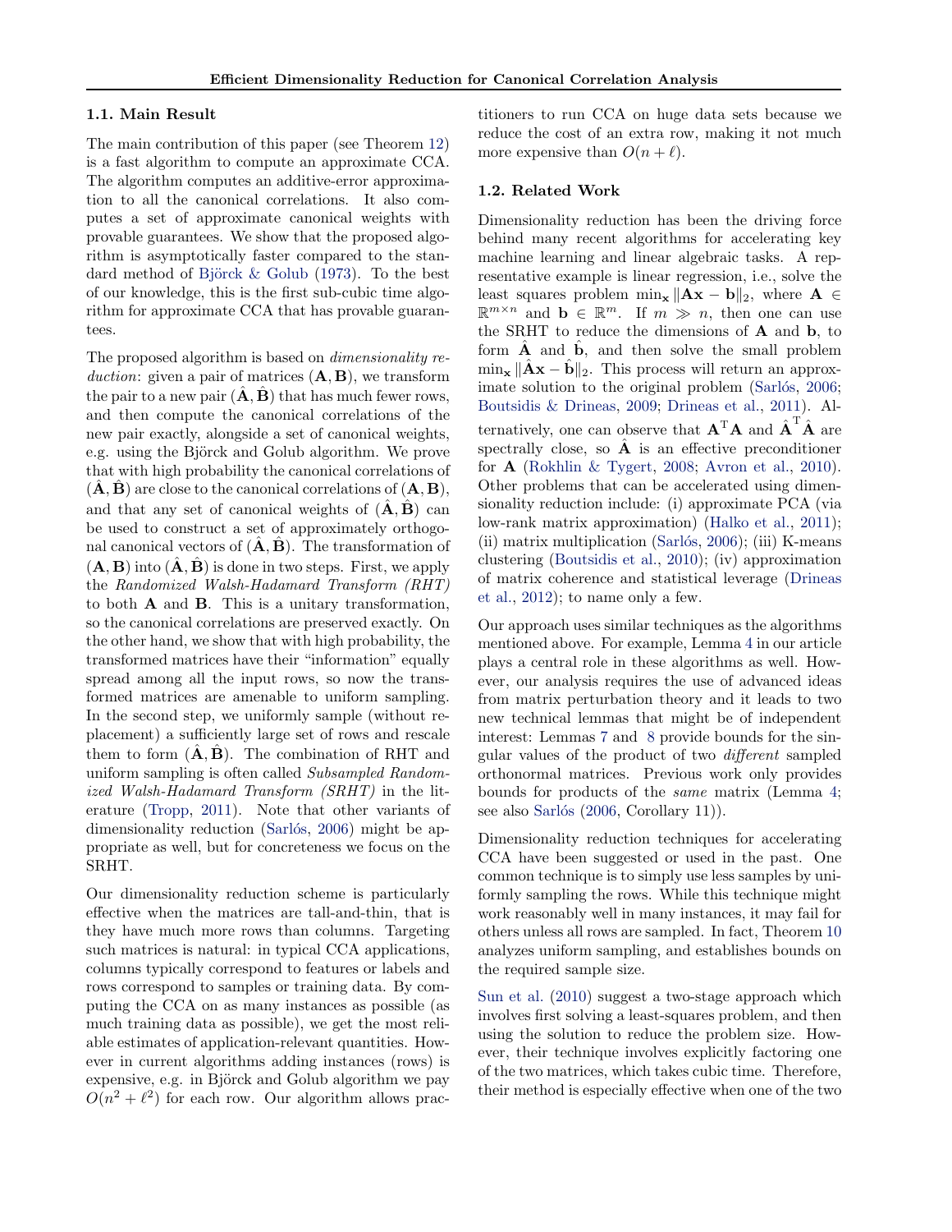### 1.1. Main Result

The main contribution of this paper (see Theorem 12) is a fast algorithm to compute an approximate CCA. The algorithm computes an additive-error approximation to all the canonical correlations. It also computes a set of approximate canonical weights with provable guarantees. We show that the proposed algorithm is asymptotically faster compared to the standard method of Björck & Golub (1973). To the best of our knowledge, this is the first sub-cubic time algorithm for approximate CCA that has provable guarantees.

The proposed algorithm is based on *dimensionality reduction*: given a pair of matrices $(\mathbf{A}, \mathbf{B})$, we transform the pair to a new pair $(\hat{\mathbf{A}}, \hat{\mathbf{B}})$ that has much fewer rows, and then compute the canonical correlations of the new pair exactly, alongside a set of canonical weights, e.g. using the Björck and Golub algorithm. We prove that with high probability the canonical correlations of $(\hat{\mathbf{A}}, \hat{\mathbf{B}})$ are close to the canonical correlations of $(\mathbf{A}, \mathbf{B})$, and that any set of canonical weights of $(\hat{\mathbf{A}}, \hat{\mathbf{B}})$ can be used to construct a set of approximately orthogonal canonical vectors of $(\hat{\mathbf{A}}, \hat{\mathbf{B}})$. The transformation of $(\mathbf{A}, \mathbf{B})$ into $(\hat{\mathbf{A}}, \hat{\mathbf{B}})$ is done in two steps. First, we apply the *Randomized Walsh-Hadamard Transform (RHT)* to both $\mathbf{A}$ and $\mathbf{B}$. This is a unitary transformation, so the canonical correlations are preserved exactly. On the other hand, we show that with high probability, the transformed matrices have their "information" equally spread among all the input rows, so now the transformed matrices are amenable to uniform sampling. In the second step, we uniformly sample (without replacement) a sufficiently large set of rows and rescale them to form $(\hat{\mathbf{A}}, \hat{\mathbf{B}})$. The combination of RHT and uniform sampling is often called *Subsampled Randomized Walsh-Hadamard Transform (SRHT)* in the literature (Tropp, 2011). Note that other variants of dimensionality reduction (Sarlós, 2006) might be appropriate as well, but for concreteness we focus on the SRHT.

Our dimensionality reduction scheme is particularly effective when the matrices are tall-and-thin, that is they have much more rows than columns. Targeting such matrices is natural: in typical CCA applications, columns typically correspond to features or labels and rows correspond to samples or training data. By computing the CCA on as many instances as possible (as much training data as possible), we get the most reliable estimates of application-relevant quantities. However in current algorithms adding instances (rows) is expensive, e.g. in Björck and Golub algorithm we pay $O(n^2 + \ell^2)$ for each row. Our algorithm allows practitioners to run CCA on huge data sets because we reduce the cost of an extra row, making it not much more expensive than $O(n + \ell)$.

### 1.2. Related Work

Dimensionality reduction has been the driving force behind many recent algorithms for accelerating key machine learning and linear algebraic tasks. A representative example is linear regression, i.e., solve the least squares problem $\min_{\mathbf{x}} \|\mathbf{A}\mathbf{x} - \mathbf{b}\|_2$, where $\mathbf{A} \in \mathbb{R}^{m \times n}$ and $\mathbf{b} \in \mathbb{R}^m$. If $m \gg n$, then one can use the SRHT to reduce the dimensions of $\mathbf{A}$ and $\mathbf{b}$, to form $\hat{\mathbf{A}}$ and $\hat{\mathbf{b}}$, and then solve the small problem $\min_{\mathbf{x}} \|\hat{\mathbf{A}}\mathbf{x} - \hat{\mathbf{b}}\|_2$. This process will return an approximate solution to the original problem (Sarlós, 2006; Boutsidis & Drineas, 2009; Drineas et al., 2011). Alternatively, one can observe that $\mathbf{A}^{\mathrm{T}}\mathbf{A}$ and $\hat{\mathbf{A}}^{\mathrm{T}}\hat{\mathbf{A}}$ are spectrally close, so $\hat{\mathbf{A}}$ is an effective preconditioner for $\mathbf{A}$ (Rokhlin & Tygert, 2008; Avron et al., 2010). Other problems that can be accelerated using dimensionality reduction include: (i) approximate PCA (via low-rank matrix approximation) (Halko et al., 2011); (ii) matrix multiplication (Sarlós, 2006); (iii) K-means clustering (Boutsidis et al., 2010); (iv) approximation of matrix coherence and statistical leverage (Drineas et al., 2012); to name only a few.

Our approach uses similar techniques as the algorithms mentioned above. For example, Lemma 4 in our article plays a central role in these algorithms as well. However, our analysis requires the use of advanced ideas from matrix perturbation theory and it leads to two new technical lemmas that might be of independent interest: Lemmas 7 and 8 provide bounds for the singular values of the product of two *different* sampled orthonormal matrices. Previous work only provides bounds for products of the *same* matrix (Lemma 4; see also Sarlós (2006, Corollary 11)).

Dimensionality reduction techniques for accelerating CCA have been suggested or used in the past. One common technique is to simply use less samples by uniformly sampling the rows. While this technique might work reasonably well in many instances, it may fail for others unless all rows are sampled. In fact, Theorem 10 analyzes uniform sampling, and establishes bounds on the required sample size.

Sun et al. (2010) suggest a two-stage approach which involves first solving a least-squares problem, and then using the solution to reduce the problem size. However, their technique involves explicitly factoring one of the two matrices, which takes cubic time. Therefore, their method is especially effective when one of the two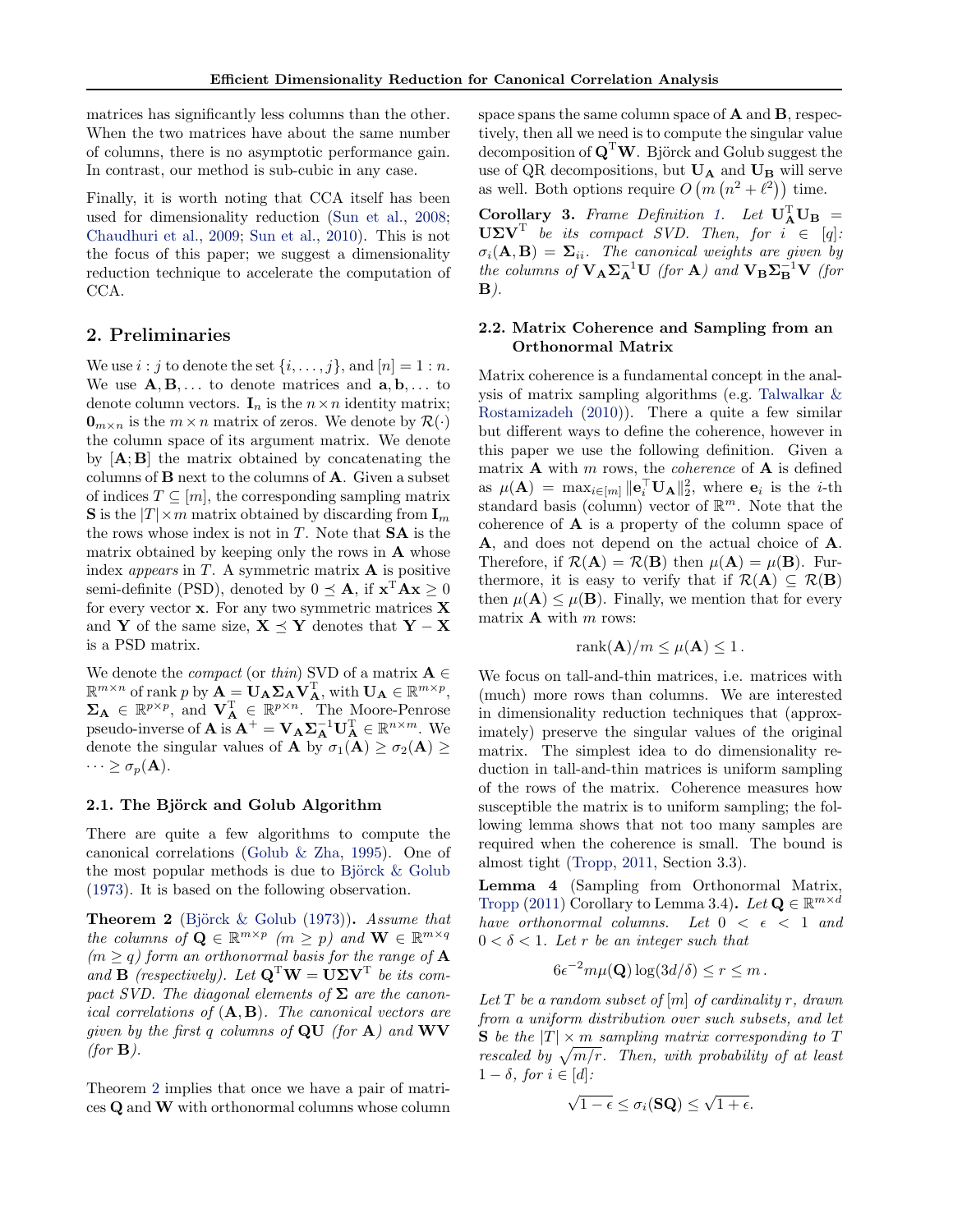matrices has significantly less columns than the other. When the two matrices have about the same number of columns, there is no asymptotic performance gain. In contrast, our method is sub-cubic in any case.

Finally, it is worth noting that CCA itself has been used for dimensionality reduction (Sun et al., 2008; Chaudhuri et al., 2009; Sun et al., 2010). This is not the focus of this paper; we suggest a dimensionality reduction technique to accelerate the computation of CCA.

## 2. Preliminaries

We use $i:j$ to denote the set $\{i,\ldots,j\}$, and $[n] = 1:n$. We use $\mathbf{A},\mathbf{B},\ldots$ to denote matrices and $\mathbf{a},\mathbf{b},\ldots$ to denote column vectors. $\mathbf{I}_n$ is the $n\times n$ identity matrix; $\mathbf{0}_{m\times n}$ is the $m\times n$ matrix of zeros. We denote by $\mathcal{R}(\cdot)$ the column space of its argument matrix. We denote by $[\mathbf{A};\mathbf{B}]$ the matrix obtained by concatenating the columns of $\mathbf{B}$ next to the columns of $\mathbf{A}$. Given a subset of indices $T\subseteq[m]$, the corresponding sampling matrix $\mathbf{S}$ is the $|T|\times m$ matrix obtained by discarding from $\mathbf{I}_m$ the rows whose index is not in $T$. Note that $\mathbf{SA}$ is the matrix obtained by keeping only the rows in $\mathbf{A}$ whose index *appears* in $T$. A symmetric matrix $\mathbf{A}$ is positive semi-definite (PSD), denoted by $0\preceq\mathbf{A}$, if $\mathbf{x}^{\mathrm{T}}\mathbf{A}\mathbf{x}\geq 0$ for every vector $\mathbf{x}$. For any two symmetric matrices $\mathbf{X}$ and $\mathbf{Y}$ of the same size, $\mathbf{X}\preceq\mathbf{Y}$ denotes that $\mathbf{Y}-\mathbf{X}$ is a PSD matrix.

We denote the *compact* (or *thin*) SVD of a matrix $\mathbf{A}\in\mathbb{R}^{m\times n}$ of rank $p$ by $\mathbf{A}=\mathbf{U_A}\mathbf{\Sigma_A}\mathbf{V}_{\mathbf{A}}^{\mathrm{T}}$, with $\mathbf{U_A}\in\mathbb{R}^{m\times p}$, $\mathbf{\Sigma_A}\in\mathbb{R}^{p\times p}$, and $\mathbf{V}_{\mathbf{A}}^{\mathrm{T}}\in\mathbb{R}^{p\times n}$. The Moore-Penrose pseudo-inverse of $\mathbf{A}$ is $\mathbf{A}^{+}=\mathbf{V_A}\mathbf{\Sigma}_{\mathbf{A}}^{-1}\mathbf{U}_{\mathbf{A}}^{\mathrm{T}}\in\mathbb{R}^{n\times m}$. We denote the singular values of $\mathbf{A}$ by $\sigma_1(\mathbf{A})\geq\sigma_2(\mathbf{A})\geq\cdots\geq\sigma_p(\mathbf{A})$.

### 2.1. The Björck and Golub Algorithm

There are quite a few algorithms to compute the canonical correlations (Golub & Zha, 1995). One of the most popular methods is due to Björck & Golub (1973). It is based on the following observation.

**Theorem 2** (Björck & Golub (1973))**.** *Assume that the columns of $\mathbf{Q}\in\mathbb{R}^{m\times p}$ $(m\geq p)$ and $\mathbf{W}\in\mathbb{R}^{m\times q}$ $(m\geq q)$ form an orthonormal basis for the range of $\mathbf{A}$ and $\mathbf{B}$ (respectively). Let $\mathbf{Q}^{\mathrm{T}}\mathbf{W}=\mathbf{U}\mathbf{\Sigma}\mathbf{V}^{\mathrm{T}}$ be its compact SVD. The diagonal elements of $\mathbf{\Sigma}$ are the canonical correlations of $(\mathbf{A},\mathbf{B})$. The canonical vectors are given by the first $q$ columns of $\mathbf{QU}$ (for $\mathbf{A}$) and $\mathbf{WV}$ (for $\mathbf{B}$).*

Theorem 2 implies that once we have a pair of matrices $\mathbf{Q}$ and $\mathbf{W}$ with orthonormal columns whose column space spans the same column space of $\mathbf{A}$ and $\mathbf{B}$, respectively, then all we need is to compute the singular value decomposition of $\mathbf{Q}^{\mathrm{T}}\mathbf{W}$. Björck and Golub suggest the use of QR decompositions, but $\mathbf{U_A}$ and $\mathbf{U_B}$ will serve as well. Both options require $O\left(m\left(n^2+\ell^2\right)\right)$ time.

**Corollary 3.** *Frame Definition 1. Let $\mathbf{U}_{\mathbf{A}}^{\mathrm{T}}\mathbf{U_B}=\mathbf{U}\mathbf{\Sigma}\mathbf{V}^{\mathrm{T}}$ be its compact SVD. Then, for $i\in[q]$: $\sigma_i(\mathbf{A},\mathbf{B})=\mathbf{\Sigma}_{ii}$. The canonical weights are given by the columns of $\mathbf{V_A}\mathbf{\Sigma}_{\mathbf{A}}^{-1}\mathbf{U}$ (for $\mathbf{A}$) and $\mathbf{V_B}\mathbf{\Sigma}_{\mathbf{B}}^{-1}\mathbf{V}$ (for $\mathbf{B}$).*

### 2.2. Matrix Coherence and Sampling from an Orthonormal Matrix

Matrix coherence is a fundamental concept in the analysis of matrix sampling algorithms (e.g. Talwalkar & Rostamizadeh (2010)). There a quite a few similar but different ways to define the coherence, however in this paper we use the following definition. Given a matrix $\mathbf{A}$ with $m$ rows, the *coherence* of $\mathbf{A}$ is defined as $\mu(\mathbf{A})=\max_{i\in[m]}\|\mathbf{e}_i^{\top}\mathbf{U_A}\|_2^2$, where $\mathbf{e}_i$ is the $i$-th standard basis (column) vector of $\mathbb{R}^m$. Note that the coherence of $\mathbf{A}$ is a property of the column space of $\mathbf{A}$, and does not depend on the actual choice of $\mathbf{A}$. Therefore, if $\mathcal{R}(\mathbf{A})=\mathcal{R}(\mathbf{B})$ then $\mu(\mathbf{A})=\mu(\mathbf{B})$. Furthermore, it is easy to verify that if $\mathcal{R}(\mathbf{A})\subseteq\mathcal{R}(\mathbf{B})$ then $\mu(\mathbf{A})\leq\mu(\mathbf{B})$. Finally, we mention that for every matrix $\mathbf{A}$ with $m$ rows:

$$\operatorname{rank}(\mathbf{A})/m\leq\mu(\mathbf{A})\leq 1\,.$$

We focus on tall-and-thin matrices, i.e. matrices with (much) more rows than columns. We are interested in dimensionality reduction techniques that (approximately) preserve the singular values of the original matrix. The simplest idea to do dimensionality reduction in tall-and-thin matrices is uniform sampling of the rows of the matrix. Coherence measures how susceptible the matrix is to uniform sampling; the following lemma shows that not too many samples are required when the coherence is small. The bound is almost tight (Tropp, 2011, Section 3.3).

**Lemma 4** (Sampling from Orthonormal Matrix, Tropp (2011) Corollary to Lemma 3.4)**.** *Let $\mathbf{Q}\in\mathbb{R}^{m\times d}$ have orthonormal columns. Let $0<\epsilon<1$ and $0<\delta<1$. Let $r$ be an integer such that*

$$6\epsilon^{-2}m\mu(\mathbf{Q})\log(3d/\delta)\leq r\leq m\,.$$

*Let $T$ be a random subset of $[m]$ of cardinality $r$, drawn from a uniform distribution over such subsets, and let $\mathbf{S}$ be the $|T|\times m$ sampling matrix corresponding to $T$ rescaled by $\sqrt{m/r}$. Then, with probability of at least $1-\delta$, for $i\in[d]$:*

$$\sqrt{1-\epsilon}\leq\sigma_i(\mathbf{SQ})\leq\sqrt{1+\epsilon}.$$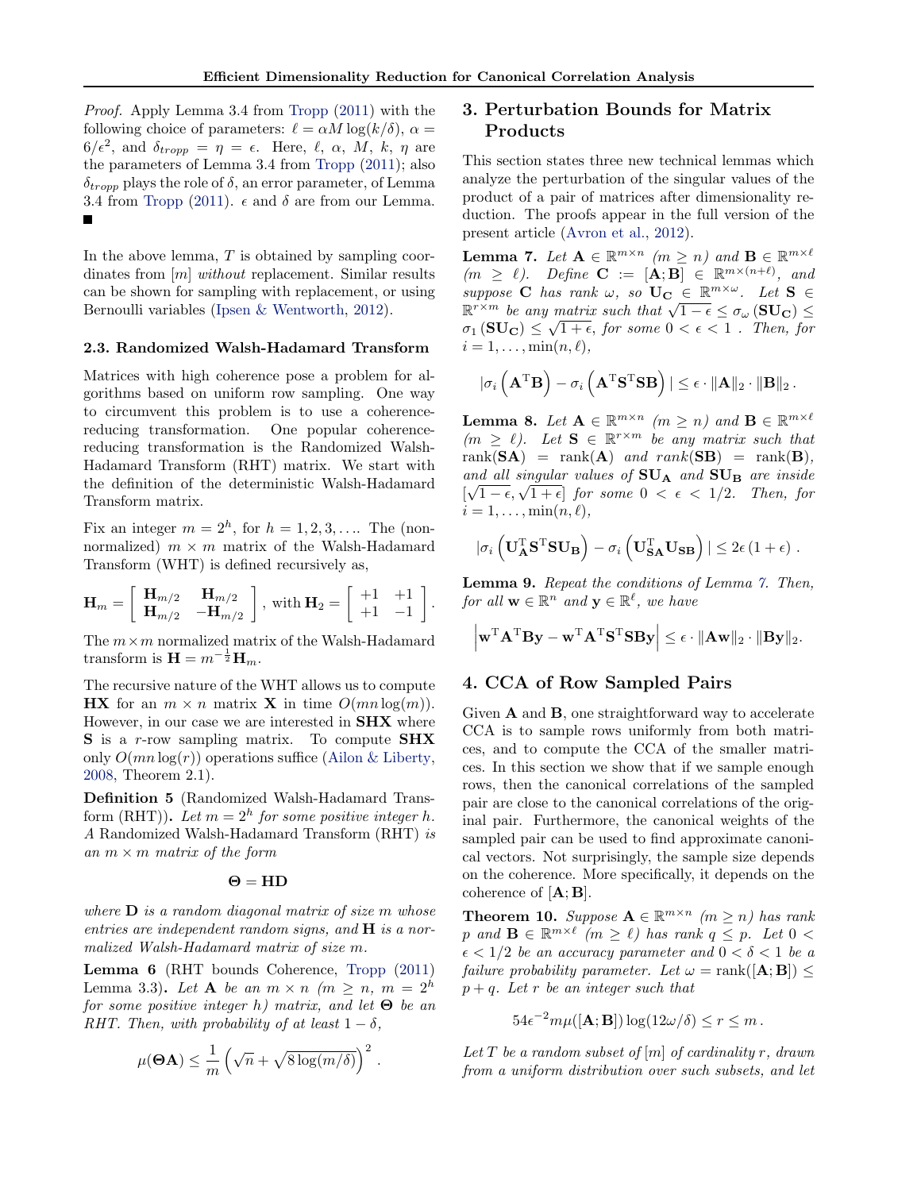*Proof.* Apply Lemma 3.4 from Tropp (2011) with the following choice of parameters: $\ell = \alpha M \log(k/\delta)$, $\alpha = 6/\epsilon^2$, and $\delta_{tropp} = \eta = \epsilon$. Here, $\ell$, $\alpha$, $M$, $k$, $\eta$ are the parameters of Lemma 3.4 from Tropp (2011); also $\delta_{tropp}$ plays the role of $\delta$, an error parameter, of Lemma 3.4 from Tropp (2011). $\epsilon$ and $\delta$ are from our Lemma. ∎

In the above lemma, $T$ is obtained by sampling coordinates from $[m]$ *without* replacement. Similar results can be shown for sampling with replacement, or using Bernoulli variables (Ipsen & Wentworth, 2012).

### 2.3. Randomized Walsh-Hadamard Transform

Matrices with high coherence pose a problem for algorithms based on uniform row sampling. One way to circumvent this problem is to use a coherence-reducing transformation. One popular coherence-reducing transformation is the Randomized Walsh-Hadamard Transform (RHT) matrix. We start with the definition of the deterministic Walsh-Hadamard Transform matrix.

Fix an integer $m = 2^h$, for $h = 1, 2, 3, \ldots$. The (non-normalized) $m \times m$ matrix of the Walsh-Hadamard Transform (WHT) is defined recursively as,

$$\mathbf{H}_m = \begin{bmatrix} \mathbf{H}_{m/2} & \mathbf{H}_{m/2} \\ \mathbf{H}_{m/2} & -\mathbf{H}_{m/2} \end{bmatrix}, \text{ with } \mathbf{H}_2 = \begin{bmatrix} +1 & +1 \\ +1 & -1 \end{bmatrix}.$$

The $m \times m$ normalized matrix of the Walsh-Hadamard transform is $\mathbf{H} = m^{-\frac{1}{2}} \mathbf{H}_m$.

The recursive nature of the WHT allows us to compute $\mathbf{HX}$ for an $m \times n$ matrix $\mathbf{X}$ in time $O(mn \log(m))$. However, in our case we are interested in $\mathbf{SHX}$ where $\mathbf{S}$ is a $r$-row sampling matrix. To compute $\mathbf{SHX}$ only $O(mn \log(r))$ operations suffice (Ailon & Liberty, 2008, Theorem 2.1).

**Definition 5** (Randomized Walsh-Hadamard Transform (RHT))**.** *Let $m = 2^h$ for some positive integer $h$. A Randomized Walsh-Hadamard Transform (RHT) is an $m \times m$ matrix of the form*

$$\mathbf{\Theta} = \mathbf{HD}$$

*where $\mathbf{D}$ is a random diagonal matrix of size $m$ whose entries are independent random signs, and $\mathbf{H}$ is a normalized Walsh-Hadamard matrix of size $m$.*

**Lemma 6** (RHT bounds Coherence, Tropp (2011) Lemma 3.3)**.** *Let $\mathbf{A}$ be an $m \times n$ ($m \geq n$, $m = 2^h$ for some positive integer $h$) matrix, and let $\mathbf{\Theta}$ be an RHT. Then, with probability of at least $1 - \delta$,*

$$\mu(\mathbf{\Theta A}) \leq \frac{1}{m}\left(\sqrt{n} + \sqrt{8 \log(m/\delta)}\right)^2.$$

## 3. Perturbation Bounds for Matrix Products

This section states three new technical lemmas which analyze the perturbation of the singular values of the product of a pair of matrices after dimensionality reduction. The proofs appear in the full version of the present article (Avron et al., 2012).

**Lemma 7.** *Let $\mathbf{A} \in \mathbb{R}^{m \times n}$ ($m \geq n$) and $\mathbf{B} \in \mathbb{R}^{m \times \ell}$ ($m \geq \ell$). Define $\mathbf{C} := [\mathbf{A}; \mathbf{B}] \in \mathbb{R}^{m \times (n+\ell)}$, and suppose $\mathbf{C}$ has rank $\omega$, so $\mathbf{U_C} \in \mathbb{R}^{m \times \omega}$. Let $\mathbf{S} \in \mathbb{R}^{r \times m}$ be any matrix such that $\sqrt{1-\epsilon} \leq \sigma_\omega(\mathbf{SU_C}) \leq \sigma_1(\mathbf{SU_C}) \leq \sqrt{1+\epsilon}$, for some $0 < \epsilon < 1$. Then, for $i = 1, \ldots, \min(n, \ell)$,*

$$|\sigma_i(\mathbf{A}^{\mathrm{T}}\mathbf{B}) - \sigma_i(\mathbf{A}^{\mathrm{T}}\mathbf{S}^{\mathrm{T}}\mathbf{S}\mathbf{B})| \leq \epsilon \cdot \|\mathbf{A}\|_2 \cdot \|\mathbf{B}\|_2.$$

**Lemma 8.** *Let $\mathbf{A} \in \mathbb{R}^{m \times n}$ ($m \geq n$) and $\mathbf{B} \in \mathbb{R}^{m \times \ell}$ ($m \geq \ell$). Let $\mathbf{S} \in \mathbb{R}^{r \times m}$ be any matrix such that $\mathrm{rank}(\mathbf{SA}) = \mathrm{rank}(\mathbf{A})$ and $rank(\mathbf{SB}) = \mathrm{rank}(\mathbf{B})$, and all singular values of $\mathbf{SU_A}$ and $\mathbf{SU_B}$ are inside $[\sqrt{1-\epsilon}, \sqrt{1+\epsilon}]$ for some $0 < \epsilon < 1/2$. Then, for $i = 1, \ldots, \min(n, \ell)$,*

$$|\sigma_i(\mathbf{U}_\mathbf{A}^{\mathrm{T}}\mathbf{S}^{\mathrm{T}}\mathbf{S}\mathbf{U}_\mathbf{B}) - \sigma_i(\mathbf{U}_{\mathbf{SA}}^{\mathrm{T}}\mathbf{U}_{\mathbf{SB}})| \leq 2\epsilon(1+\epsilon).$$

**Lemma 9.** *Repeat the conditions of Lemma 7. Then, for all $\mathbf{w} \in \mathbb{R}^n$ and $\mathbf{y} \in \mathbb{R}^\ell$, we have*

$$\left|\mathbf{w}^{\mathrm{T}}\mathbf{A}^{\mathrm{T}}\mathbf{B}\mathbf{y} - \mathbf{w}^{\mathrm{T}}\mathbf{A}^{\mathrm{T}}\mathbf{S}^{\mathrm{T}}\mathbf{S}\mathbf{B}\mathbf{y}\right| \leq \epsilon \cdot \|\mathbf{A}\mathbf{w}\|_2 \cdot \|\mathbf{B}\mathbf{y}\|_2.$$

## 4. CCA of Row Sampled Pairs

Given $\mathbf{A}$ and $\mathbf{B}$, one straightforward way to accelerate CCA is to sample rows uniformly from both matrices, and to compute the CCA of the smaller matrices. In this section we show that if we sample enough rows, then the canonical correlations of the sampled pair are close to the canonical correlations of the original pair. Furthermore, the canonical weights of the sampled pair can be used to find approximate canonical vectors. Not surprisingly, the sample size depends on the coherence. More specifically, it depends on the coherence of $[\mathbf{A}; \mathbf{B}]$.

**Theorem 10.** *Suppose $\mathbf{A} \in \mathbb{R}^{m \times n}$ ($m \geq n$) has rank $p$ and $\mathbf{B} \in \mathbb{R}^{m \times \ell}$ ($m \geq \ell$) has rank $q \leq p$. Let $0 < \epsilon < 1/2$ be an accuracy parameter and $0 < \delta < 1$ be a failure probability parameter. Let $\omega = \mathrm{rank}([\mathbf{A}; \mathbf{B}]) \leq p + q$. Let $r$ be an integer such that*

$$54\epsilon^{-2} m \mu([\mathbf{A}; \mathbf{B}]) \log(12\omega/\delta) \leq r \leq m.$$

*Let $T$ be a random subset of $[m]$ of cardinality $r$, drawn from a uniform distribution over such subsets, and let*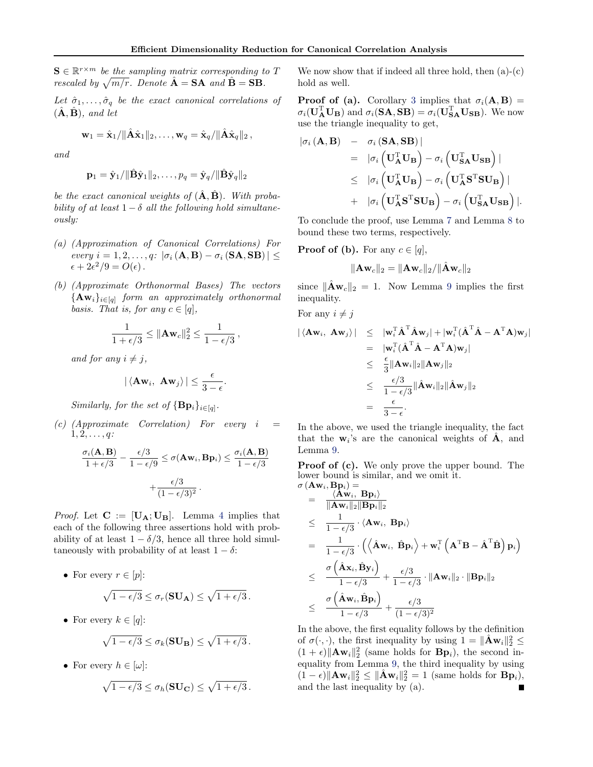$\mathbf{S} \in \mathbb{R}^{r \times m}$ *be the sampling matrix corresponding to* $T$ *rescaled by* $\sqrt{m/r}$. *Denote* $\hat{\mathbf{A}} = \mathbf{SA}$ *and* $\hat{\mathbf{B}} = \mathbf{SB}$.

*Let* $\hat{\sigma}_1, \ldots, \hat{\sigma}_q$ *be the exact canonical correlations of* $(\hat{\mathbf{A}}, \hat{\mathbf{B}})$*, and let*

$$\mathbf{w}_1 = \hat{\mathbf{x}}_1 / \|\hat{\mathbf{A}}\hat{\mathbf{x}}_1\|_2, \ldots, \mathbf{w}_q = \hat{\mathbf{x}}_q / \|\hat{\mathbf{A}}\hat{\mathbf{x}}_q\|_2 \,,$$

*and*

$$\mathbf{p}_1 = \hat{\mathbf{y}}_1 / \|\hat{\mathbf{B}}\hat{\mathbf{y}}_1\|_2, \ldots, p_q = \hat{\mathbf{y}}_q / \|\hat{\mathbf{B}}\hat{\mathbf{y}}_q\|_2$$

*be the exact canonical weights of* $(\hat{\mathbf{A}}, \hat{\mathbf{B}})$. *With probability of at least* $1 - \delta$ *all the following hold simultaneously:*

*(a) (Approximation of Canonical Correlations) For every* $i = 1, 2, \ldots, q$*:* $|\sigma_i(\mathbf{A}, \mathbf{B}) - \sigma_i(\mathbf{SA}, \mathbf{SB})| \leq \epsilon + 2\epsilon^2/9 = O(\epsilon)$.

*(b) (Approximate Orthonormal Bases) The vectors* $\{\mathbf{Aw}_i\}_{i \in [q]}$ *form an approximately orthonormal basis. That is, for any* $c \in [q]$,

$$\frac{1}{1 + \epsilon/3} \leq \|\mathbf{Aw}_c\|_2^2 \leq \frac{1}{1 - \epsilon/3} \,,$$

*and for any* $i \neq j$,

$$|\langle \mathbf{Aw}_i, \ \mathbf{Aw}_j \rangle| \leq \frac{\epsilon}{3 - \epsilon}.$$

*Similarly, for the set of* $\{\mathbf{Bp}_i\}_{i \in [q]}$.

*(c) (Approximate Correlation) For every* $i = 1, 2, \ldots, q$*:*

$$\frac{\sigma_i(\mathbf{A}, \mathbf{B})}{1 + \epsilon/3} - \frac{\epsilon/3}{1 - \epsilon/9} \leq \sigma(\mathbf{Aw}_i, \mathbf{Bp}_i) \leq \frac{\sigma_i(\mathbf{A}, \mathbf{B})}{1 - \epsilon/3} + \frac{\epsilon/3}{(1 - \epsilon/3)^2} \,.$$

*Proof.* Let $\mathbf{C} := [\mathbf{U_A}; \mathbf{U_B}]$. Lemma 4 implies that each of the following three assertions hold with probability of at least $1 - \delta/3$, hence all three hold simultaneously with probability of at least $1 - \delta$:

- For every $r \in [p]$:
$$\sqrt{1 - \epsilon/3} \leq \sigma_r(\mathbf{SU_A}) \leq \sqrt{1 + \epsilon/3} \,.$$

- For every $k \in [q]$:
$$\sqrt{1 - \epsilon/3} \leq \sigma_k(\mathbf{SU_B}) \leq \sqrt{1 + \epsilon/3} \,.$$

- For every $h \in [\omega]$:
$$\sqrt{1 - \epsilon/3} \leq \sigma_h(\mathbf{SU_C}) \leq \sqrt{1 + \epsilon/3} \,.$$

We now show that if indeed all three hold, then (a)-(c) hold as well.

**Proof of (a).** Corollary 3 implies that $\sigma_i(\mathbf{A}, \mathbf{B}) = \sigma_i(\mathbf{U_A^{\mathrm{T}} U_B})$ and $\sigma_i(\mathbf{SA}, \mathbf{SB}) = \sigma_i(\mathbf{U_{SA}^{\mathrm{T}} U_{SB}})$. We now use the triangle inequality to get,

$$\begin{aligned}
|\sigma_i(\mathbf{A}, \mathbf{B}) \ &- \ \sigma_i(\mathbf{SA}, \mathbf{SB})| \\
&= \ |\sigma_i\left(\mathbf{U_A^{\mathrm{T}} U_B}\right) - \sigma_i\left(\mathbf{U_{SA}^{\mathrm{T}} U_{SB}}\right)| \\
&\leq \ |\sigma_i\left(\mathbf{U_A^{\mathrm{T}} U_B}\right) - \sigma_i\left(\mathbf{U_A^{\mathrm{T}} S^{\mathrm{T}} S U_B}\right)| \\
&+ \ |\sigma_i\left(\mathbf{U_A^{\mathrm{T}} S^{\mathrm{T}} S U_B}\right) - \sigma_i\left(\mathbf{U_{SA}^{\mathrm{T}} U_{SB}}\right)|.
\end{aligned}$$

To conclude the proof, use Lemma 7 and Lemma 8 to bound these two terms, respectively.

**Proof of (b).** For any $c \in [q]$,

$$\|\mathbf{Aw}_c\|_2 = \|\mathbf{Aw}_c\|_2 / \|\hat{\mathbf{A}}\mathbf{w}_c\|_2$$

since $\|\hat{\mathbf{A}}\mathbf{w}_c\|_2 = 1$. Now Lemma 9 implies the first inequality.

For any $i \neq j$

$$\begin{aligned}
|\langle \mathbf{Aw}_i, \ \mathbf{Aw}_j \rangle| \ &\leq \ |\mathbf{w}_i^{\mathrm{T}} \hat{\mathbf{A}}^{\mathrm{T}} \hat{\mathbf{A}} \mathbf{w}_j| + |\mathbf{w}_i^{\mathrm{T}} (\hat{\mathbf{A}}^{\mathrm{T}} \hat{\mathbf{A}} - \mathbf{A}^{\mathrm{T}} \mathbf{A}) \mathbf{w}_j| \\
&= \ |\mathbf{w}_i^{\mathrm{T}} (\hat{\mathbf{A}}^{\mathrm{T}} \hat{\mathbf{A}} - \mathbf{A}^{\mathrm{T}} \mathbf{A}) \mathbf{w}_j| \\
&\leq \ \frac{\epsilon}{3} \|\mathbf{Aw}_i\|_2 \|\mathbf{Aw}_j\|_2 \\
&\leq \ \frac{\epsilon/3}{1 - \epsilon/3} \|\hat{\mathbf{A}}\mathbf{w}_i\|_2 \|\hat{\mathbf{A}}\mathbf{w}_j\|_2 \\
&= \ \frac{\epsilon}{3 - \epsilon}.
\end{aligned}$$

In the above, we used the triangle inequality, the fact that the $\mathbf{w}_i$'s are the canonical weights of $\hat{\mathbf{A}}$, and Lemma 9.

**Proof of (c).** We only prove the upper bound. The lower bound is similar, and we omit it.

$$\begin{aligned}
\sigma(\mathbf{Aw}_i, \mathbf{Bp}_i) &= \\
&= \ \frac{\langle \mathbf{Aw}_i, \ \mathbf{Bp}_i \rangle}{\|\mathbf{Aw}_i\|_2 \|\mathbf{Bp}_i\|_2} \\
&\leq \ \frac{1}{1 - \epsilon/3} \cdot \langle \mathbf{Aw}_i, \ \mathbf{Bp}_i \rangle \\
&= \ \frac{1}{1 - \epsilon/3} \cdot \left( \left\langle \hat{\mathbf{A}}\mathbf{w}_i, \ \hat{\mathbf{B}}\mathbf{p}_i \right\rangle + \mathbf{w}_i^{\mathrm{T}} \left( \mathbf{A}^{\mathrm{T}} \mathbf{B} - \hat{\mathbf{A}}^{\mathrm{T}} \hat{\mathbf{B}} \right) \mathbf{p}_i \right) \\
&\leq \ \frac{\sigma\left(\hat{\mathbf{A}}\mathbf{x}_i, \hat{\mathbf{B}}\mathbf{y}_i\right)}{1 - \epsilon/3} + \frac{\epsilon/3}{1 - \epsilon/3} \cdot \|\mathbf{Aw}_i\|_2 \cdot \|\mathbf{Bp}_i\|_2 \\
&\leq \ \frac{\sigma\left(\hat{\mathbf{A}}\mathbf{w}_i, \hat{\mathbf{B}}\mathbf{p}_i\right)}{1 - \epsilon/3} + \frac{\epsilon/3}{(1 - \epsilon/3)^2}
\end{aligned}$$

In the above, the first equality follows by the definition of $\sigma(\cdot, \cdot)$, the first inequality by using $1 = \|\hat{\mathbf{A}}\mathbf{w}_i\|_2^2 \leq (1 + \epsilon)\|\mathbf{Aw}_i\|_2^2$ (same holds for $\mathbf{Bp}_i$), the second inequality from Lemma 9, the third inequality by using $(1 - \epsilon)\|\mathbf{Aw}_i\|_2^2 \leq \|\hat{\mathbf{A}}\mathbf{w}_i\|_2^2 = 1$ (same holds for $\mathbf{Bp}_i$), and the last inequality by (a). ∎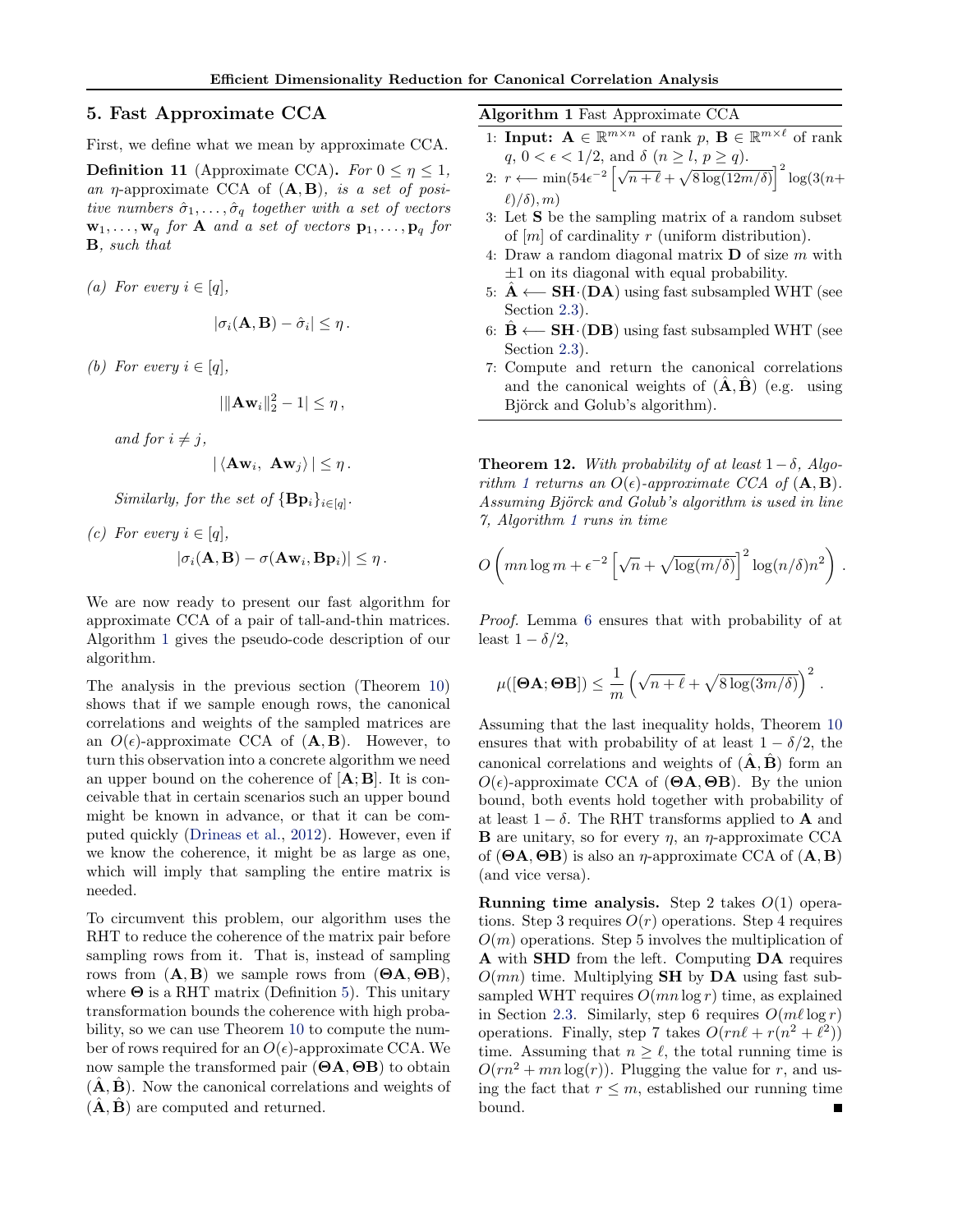## 5. Fast Approximate CCA

First, we define what we mean by approximate CCA.

**Definition 11** (Approximate CCA). *For $0 \leq \eta \leq 1$, an $\eta$-approximate CCA of $(\mathbf{A}, \mathbf{B})$, is a set of positive numbers $\hat{\sigma}_1, \ldots, \hat{\sigma}_q$ together with a set of vectors $\mathbf{w}_1, \ldots, \mathbf{w}_q$ for $\mathbf{A}$ and a set of vectors $\mathbf{p}_1, \ldots, \mathbf{p}_q$ for $\mathbf{B}$, such that*

*(a) For every $i \in [q]$,*

$$|\sigma_i(\mathbf{A}, \mathbf{B}) - \hat{\sigma}_i| \leq \eta\,.$$

*(b) For every $i \in [q]$,*

$$|\|\mathbf{A}\mathbf{w}_i\|_2^2 - 1| \leq \eta\,,$$

*and for $i \neq j$,*

$$|\langle \mathbf{A}\mathbf{w}_i,\ \mathbf{A}\mathbf{w}_j \rangle| \leq \eta\,.$$

*Similarly, for the set of $\{\mathbf{B}\mathbf{p}_i\}_{i\in[q]}$.*

*(c) For every $i \in [q]$,*

$$|\sigma_i(\mathbf{A}, \mathbf{B}) - \sigma(\mathbf{A}\mathbf{w}_i, \mathbf{B}\mathbf{p}_i)| \leq \eta\,.$$

We are now ready to present our fast algorithm for approximate CCA of a pair of tall-and-thin matrices. Algorithm 1 gives the pseudo-code description of our algorithm.

The analysis in the previous section (Theorem 10) shows that if we sample enough rows, the canonical correlations and weights of the sampled matrices are an $O(\epsilon)$-approximate CCA of $(\mathbf{A}, \mathbf{B})$. However, to turn this observation into a concrete algorithm we need an upper bound on the coherence of $[\mathbf{A}; \mathbf{B}]$. It is conceivable that in certain scenarios such an upper bound might be known in advance, or that it can be computed quickly (Drineas et al., 2012). However, even if we know the coherence, it might be as large as one, which will imply that sampling the entire matrix is needed.

To circumvent this problem, our algorithm uses the RHT to reduce the coherence of the matrix pair before sampling rows from it. That is, instead of sampling rows from $(\mathbf{A}, \mathbf{B})$ we sample rows from $(\mathbf{\Theta A}, \mathbf{\Theta B})$, where $\mathbf{\Theta}$ is a RHT matrix (Definition 5). This unitary transformation bounds the coherence with high probability, so we can use Theorem 10 to compute the number of rows required for an $O(\epsilon)$-approximate CCA. We now sample the transformed pair $(\mathbf{\Theta A}, \mathbf{\Theta B})$ to obtain $(\hat{\mathbf{A}}, \hat{\mathbf{B}})$. Now the canonical correlations and weights of $(\hat{\mathbf{A}}, \hat{\mathbf{B}})$ are computed and returned.

**Algorithm 1** Fast Approximate CCA

1: **Input:** $\mathbf{A} \in \mathbb{R}^{m\times n}$ of rank $p$, $\mathbf{B} \in \mathbb{R}^{m\times \ell}$ of rank $q$, $0 < \epsilon < 1/2$, and $\delta$ ($n \geq l$, $p \geq q$).
2: $r \longleftarrow \min(54\epsilon^{-2}\left[\sqrt{n+\ell} + \sqrt{8\log(12m/\delta)}\right]^2 \log(3(n+\ell)/\delta), m)$
3: Let $\mathbf{S}$ be the sampling matrix of a random subset of $[m]$ of cardinality $r$ (uniform distribution).
4: Draw a random diagonal matrix $\mathbf{D}$ of size $m$ with $\pm 1$ on its diagonal with equal probability.
5: $\hat{\mathbf{A}} \longleftarrow \mathbf{SH}\cdot(\mathbf{DA})$ using fast subsampled WHT (see Section 2.3).
6: $\hat{\mathbf{B}} \longleftarrow \mathbf{SH}\cdot(\mathbf{DB})$ using fast subsampled WHT (see Section 2.3).
7: Compute and return the canonical correlations and the canonical weights of $(\hat{\mathbf{A}}, \hat{\mathbf{B}})$ (e.g. using Björck and Golub's algorithm).

**Theorem 12.** *With probability of at least $1 - \delta$, Algorithm 1 returns an $O(\epsilon)$-approximate CCA of $(\mathbf{A}, \mathbf{B})$. Assuming Björck and Golub's algorithm is used in line 7, Algorithm 1 runs in time*

$$O\left(mn\log m + \epsilon^{-2}\left[\sqrt{n} + \sqrt{\log(m/\delta)}\right]^2 \log(n/\delta)n^2\right)\,.$$

*Proof.* Lemma 6 ensures that with probability of at least $1 - \delta/2$,

$$\mu([\mathbf{\Theta A}; \mathbf{\Theta B}]) \leq \frac{1}{m}\left(\sqrt{n+\ell} + \sqrt{8\log(3m/\delta)}\right)^2\,.$$

Assuming that the last inequality holds, Theorem 10 ensures that with probability of at least $1 - \delta/2$, the canonical correlations and weights of $(\hat{\mathbf{A}}, \hat{\mathbf{B}})$ form an $O(\epsilon)$-approximate CCA of $(\mathbf{\Theta A}, \mathbf{\Theta B})$. By the union bound, both events hold together with probability of at least $1 - \delta$. The RHT transforms applied to $\mathbf{A}$ and $\mathbf{B}$ are unitary, so for every $\eta$, an $\eta$-approximate CCA of $(\mathbf{\Theta A}, \mathbf{\Theta B})$ is also an $\eta$-approximate CCA of $(\mathbf{A}, \mathbf{B})$ (and vice versa).

**Running time analysis.** Step 2 takes $O(1)$ operations. Step 3 requires $O(r)$ operations. Step 4 requires $O(m)$ operations. Step 5 involves the multiplication of $\mathbf{A}$ with $\mathbf{SHD}$ from the left. Computing $\mathbf{DA}$ requires $O(mn)$ time. Multiplying $\mathbf{SH}$ by $\mathbf{DA}$ using fast subsampled WHT requires $O(mn\log r)$ time, as explained in Section 2.3. Similarly, step 6 requires $O(m\ell\log r)$ operations. Finally, step 7 takes $O(rn\ell + r(n^2 + \ell^2))$ time. Assuming that $n \geq \ell$, the total running time is $O(rn^2 + mn\log(r))$. Plugging the value for $r$, and using the fact that $r \leq m$, established our running time bound. ∎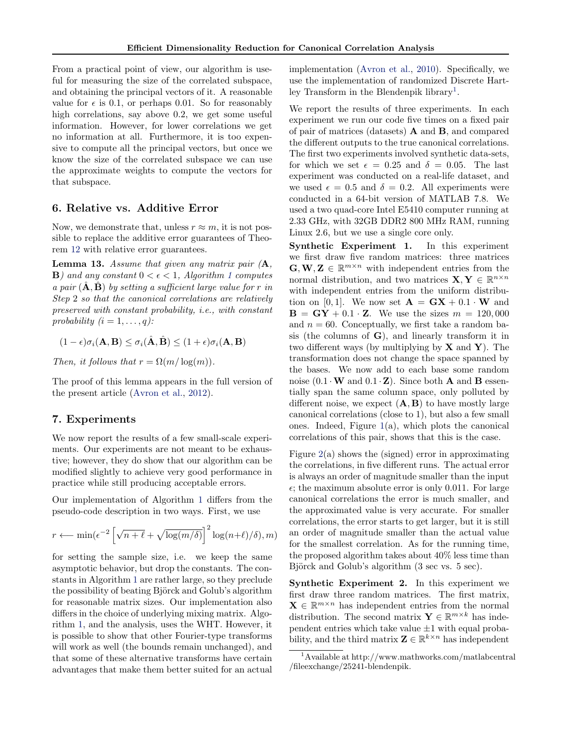From a practical point of view, our algorithm is useful for measuring the size of the correlated subspace, and obtaining the principal vectors of it. A reasonable value for $\epsilon$ is 0.1, or perhaps 0.01. So for reasonably high correlations, say above 0.2, we get some useful information. However, for lower correlations we get no information at all. Furthermore, it is too expensive to compute all the principal vectors, but once we know the size of the correlated subspace we can use the approximate weights to compute the vectors for that subspace.

## 6. Relative vs. Additive Error

Now, we demonstrate that, unless $r \approx m$, it is not possible to replace the additive error guarantees of Theorem 12 with relative error guarantees.

**Lemma 13.** *Assume that given any matrix pair ($\mathbf{A}$, $\mathbf{B}$) and any constant $0 < \epsilon < 1$, Algorithm 1 computes a pair $(\hat{\mathbf{A}}, \hat{\mathbf{B}})$ by setting a sufficient large value for $r$ in Step 2 so that the canonical correlations are relatively preserved with constant probability, i.e., with constant probability ($i = 1, \ldots, q$):*

$$(1 - \epsilon)\sigma_i(\mathbf{A}, \mathbf{B}) \leq \sigma_i(\hat{\mathbf{A}}, \hat{\mathbf{B}}) \leq (1 + \epsilon)\sigma_i(\mathbf{A}, \mathbf{B})$$

*Then, it follows that $r = \Omega(m/\log(m))$.*

The proof of this lemma appears in the full version of the present article (Avron et al., 2012).

## 7. Experiments

We now report the results of a few small-scale experiments. Our experiments are not meant to be exhaustive; however, they do show that our algorithm can be modified slightly to achieve very good performance in practice while still producing acceptable errors.

Our implementation of Algorithm 1 differs from the pseudo-code description in two ways. First, we use

$$r \longleftarrow \min(\epsilon^{-2} \left[\sqrt{n+\ell} + \sqrt{\log(m/\delta)}\right]^2 \log(n+\ell)/\delta), m)$$

for setting the sample size, i.e. we keep the same asymptotic behavior, but drop the constants. The constants in Algorithm 1 are rather large, so they preclude the possibility of beating Björck and Golub's algorithm for reasonable matrix sizes. Our implementation also differs in the choice of underlying mixing matrix. Algorithm 1, and the analysis, uses the WHT. However, it is possible to show that other Fourier-type transforms will work as well (the bounds remain unchanged), and that some of these alternative transforms have certain advantages that make them better suited for an actual implementation (Avron et al., 2010). Specifically, we use the implementation of randomized Discrete Hartley Transform in the Blendenpik library[1].

We report the results of three experiments. In each experiment we run our code five times on a fixed pair of pair of matrices (datasets) $\mathbf{A}$ and $\mathbf{B}$, and compared the different outputs to the true canonical correlations. The first two experiments involved synthetic data-sets, for which we set $\epsilon = 0.25$ and $\delta = 0.05$. The last experiment was conducted on a real-life dataset, and we used $\epsilon = 0.5$ and $\delta = 0.2$. All experiments were conducted in a 64-bit version of MATLAB 7.8. We used a two quad-core Intel E5410 computer running at 2.33 GHz, with 32GB DDR2 800 MHz RAM, running Linux 2.6, but we use a single core only.

**Synthetic Experiment 1.** In this experiment we first draw five random matrices: three matrices $\mathbf{G}, \mathbf{W}, \mathbf{Z} \in \mathbb{R}^{m \times n}$ with independent entries from the normal distribution, and two matrices $\mathbf{X}, \mathbf{Y} \in \mathbb{R}^{n \times n}$ with independent entries from the uniform distribution on $[0, 1]$. We now set $\mathbf{A} = \mathbf{G}\mathbf{X} + 0.1 \cdot \mathbf{W}$ and $\mathbf{B} = \mathbf{G}\mathbf{Y} + 0.1 \cdot \mathbf{Z}$. We use the sizes $m = 120{,}000$ and $n = 60$. Conceptually, we first take a random basis (the columns of $\mathbf{G}$), and linearly transform it in two different ways (by multiplying by $\mathbf{X}$ and $\mathbf{Y}$). The transformation does not change the space spanned by the bases. We now add to each base some random noise ($0.1 \cdot \mathbf{W}$ and $0.1 \cdot \mathbf{Z}$). Since both $\mathbf{A}$ and $\mathbf{B}$ essentially span the same column space, only polluted by different noise, we expect $(\mathbf{A}, \mathbf{B})$ to have mostly large canonical correlations (close to 1), but also a few small ones. Indeed, Figure 1(a), which plots the canonical correlations of this pair, shows that this is the case.

Figure 2(a) shows the (signed) error in approximating the correlations, in five different runs. The actual error is always an order of magnitude smaller than the input $\epsilon$; the maximum absolute error is only 0.011. For large canonical correlations the error is much smaller, and the approximated value is very accurate. For smaller correlations, the error starts to get larger, but it is still an order of magnitude smaller than the actual value for the smallest correlation. As for the running time, the proposed algorithm takes about 40% less time than Björck and Golub's algorithm (3 sec vs. 5 sec).

**Synthetic Experiment 2.** In this experiment we first draw three random matrices. The first matrix, $\mathbf{X} \in \mathbb{R}^{m \times n}$ has independent entries from the normal distribution. The second matrix $\mathbf{Y} \in \mathbb{R}^{m \times k}$ has independent entries which take value $\pm 1$ with equal probability, and the third matrix $\mathbf{Z} \in \mathbb{R}^{k \times n}$ has independent

[1] Available at http://www.mathworks.com/matlabcentral/fileexchange/25241-blendenpik.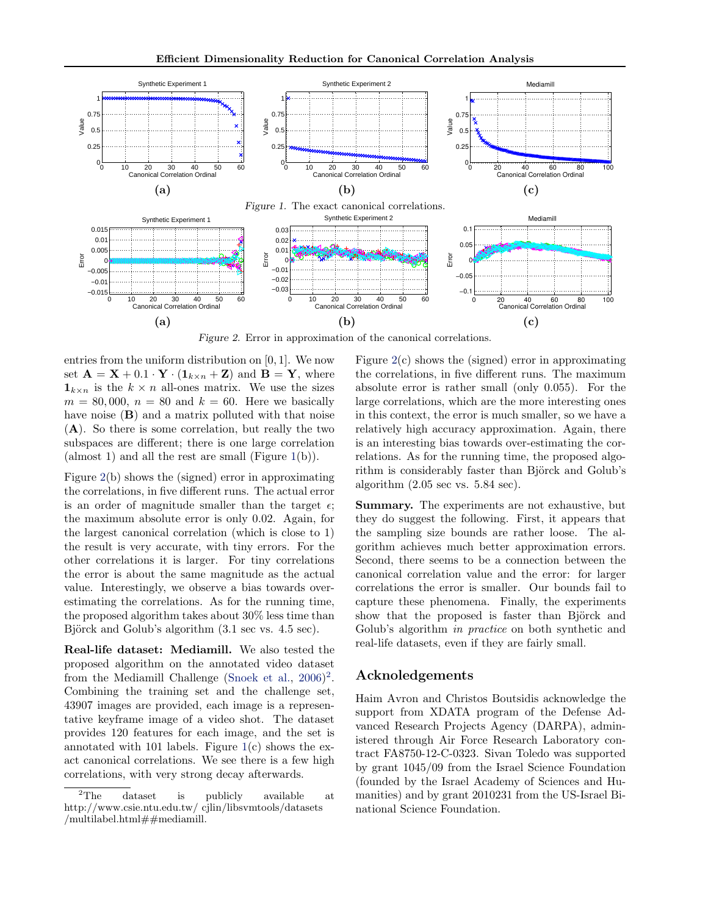Figure 1. The exact canonical correlations.

Figure 2. Error in approximation of the canonical correlations.

entries from the uniform distribution on $[0, 1]$. We now set $\mathbf{A} = \mathbf{X} + 0.1 \cdot \mathbf{Y} \cdot (\mathbf{1}_{k \times n} + \mathbf{Z})$ and $\mathbf{B} = \mathbf{Y}$, where $\mathbf{1}_{k \times n}$ is the $k \times n$ all-ones matrix. We use the sizes $m = 80,000$, $n = 80$ and $k = 60$. Here we basically have noise ($\mathbf{B}$) and a matrix polluted with that noise ($\mathbf{A}$). So there is some correlation, but really the two subspaces are different; there is one large correlation (almost 1) and all the rest are small (Figure 1(b)).

Figure 2(b) shows the (signed) error in approximating the correlations, in five different runs. The actual error is an order of magnitude smaller than the target $\epsilon$; the maximum absolute error is only 0.02. Again, for the largest canonical correlation (which is close to 1) the result is very accurate, with tiny errors. For the other correlations it is larger. For tiny correlations the error is about the same magnitude as the actual value. Interestingly, we observe a bias towards over-estimating the correlations. As for the running time, the proposed algorithm takes about 30% less time than Björck and Golub's algorithm (3.1 sec vs. 4.5 sec).

**Real-life dataset: Mediamill.** We also tested the proposed algorithm on the annotated video dataset from the Mediamill Challenge (Snoek et al., 2006)[2]. Combining the training set and the challenge set, 43907 images are provided, each image is a representative keyframe image of a video shot. The dataset provides 120 features for each image, and the set is annotated with 101 labels. Figure 1(c) shows the exact canonical correlations. We see there is a few high correlations, with very strong decay afterwards.

Figure 2(c) shows the (signed) error in approximating the correlations, in five different runs. The maximum absolute error is rather small (only 0.055). For the large correlations, which are the more interesting ones in this context, the error is much smaller, so we have a relatively high accuracy approximation. Again, there is an interesting bias towards over-estimating the correlations. As for the running time, the proposed algorithm is considerably faster than Björck and Golub's algorithm (2.05 sec vs. 5.84 sec).

**Summary.** The experiments are not exhaustive, but they do suggest the following. First, it appears that the sampling size bounds are rather loose. The algorithm achieves much better approximation errors. Second, there seems to be a connection between the canonical correlation value and the error: for larger correlations the error is smaller. Our bounds fail to capture these phenomena. Finally, the experiments show that the proposed is faster than Björck and Golub's algorithm *in practice* on both synthetic and real-life datasets, even if they are fairly small.

## Acknoledgements

Haim Avron and Christos Boutsidis acknowledge the support from XDATA program of the Defense Advanced Research Projects Agency (DARPA), administered through Air Force Research Laboratory contract FA8750-12-C-0323. Sivan Toledo was supported by grant 1045/09 from the Israel Science Foundation (founded by the Israel Academy of Sciences and Humanities) and by grant 2010231 from the US-Israel Binational Science Foundation.

[2] The dataset is publicly available at http://www.csie.ntu.edu.tw/ cjlin/libsvmtools/datasets /multilabel.html##mediamill.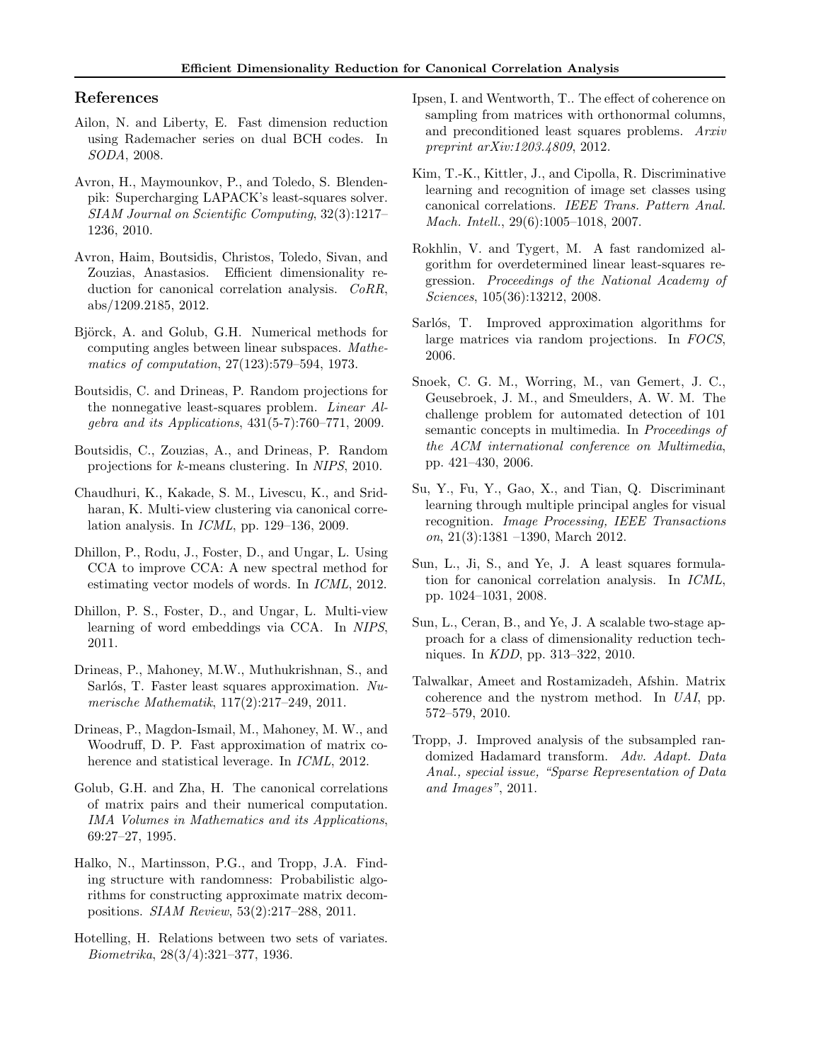## References

Ailon, N. and Liberty, E. Fast dimension reduction using Rademacher series on dual BCH codes. In *SODA*, 2008.

Avron, H., Maymounkov, P., and Toledo, S. Blendenpik: Supercharging LAPACK's least-squares solver. *SIAM Journal on Scientific Computing*, 32(3):1217–1236, 2010.

Avron, Haim, Boutsidis, Christos, Toledo, Sivan, and Zouzias, Anastasios. Efficient dimensionality reduction for canonical correlation analysis. *CoRR*, abs/1209.2185, 2012.

Björck, A. and Golub, G.H. Numerical methods for computing angles between linear subspaces. *Mathematics of computation*, 27(123):579–594, 1973.

Boutsidis, C. and Drineas, P. Random projections for the nonnegative least-squares problem. *Linear Algebra and its Applications*, 431(5-7):760–771, 2009.

Boutsidis, C., Zouzias, A., and Drineas, P. Random projections for $k$-means clustering. In *NIPS*, 2010.

Chaudhuri, K., Kakade, S. M., Livescu, K., and Sridharan, K. Multi-view clustering via canonical correlation analysis. In *ICML*, pp. 129–136, 2009.

Dhillon, P., Rodu, J., Foster, D., and Ungar, L. Using CCA to improve CCA: A new spectral method for estimating vector models of words. In *ICML*, 2012.

Dhillon, P. S., Foster, D., and Ungar, L. Multi-view learning of word embeddings via CCA. In *NIPS*, 2011.

Drineas, P., Mahoney, M.W., Muthukrishnan, S., and Sarlós, T. Faster least squares approximation. *Numerische Mathematik*, 117(2):217–249, 2011.

Drineas, P., Magdon-Ismail, M., Mahoney, M. W., and Woodruff, D. P. Fast approximation of matrix coherence and statistical leverage. In *ICML*, 2012.

Golub, G.H. and Zha, H. The canonical correlations of matrix pairs and their numerical computation. *IMA Volumes in Mathematics and its Applications*, 69:27–27, 1995.

Halko, N., Martinsson, P.G., and Tropp, J.A. Finding structure with randomness: Probabilistic algorithms for constructing approximate matrix decompositions. *SIAM Review*, 53(2):217–288, 2011.

Hotelling, H. Relations between two sets of variates. *Biometrika*, 28(3/4):321–377, 1936.

Ipsen, I. and Wentworth, T.. The effect of coherence on sampling from matrices with orthonormal columns, and preconditioned least squares problems. *Arxiv preprint arXiv:1203.4809*, 2012.

Kim, T.-K., Kittler, J., and Cipolla, R. Discriminative learning and recognition of image set classes using canonical correlations. *IEEE Trans. Pattern Anal. Mach. Intell.*, 29(6):1005–1018, 2007.

Rokhlin, V. and Tygert, M. A fast randomized algorithm for overdetermined linear least-squares regression. *Proceedings of the National Academy of Sciences*, 105(36):13212, 2008.

Sarlós, T. Improved approximation algorithms for large matrices via random projections. In *FOCS*, 2006.

Snoek, C. G. M., Worring, M., van Gemert, J. C., Geusebroek, J. M., and Smeulders, A. W. M. The challenge problem for automated detection of 101 semantic concepts in multimedia. In *Proceedings of the ACM international conference on Multimedia*, pp. 421–430, 2006.

Su, Y., Fu, Y., Gao, X., and Tian, Q. Discriminant learning through multiple principal angles for visual recognition. *Image Processing, IEEE Transactions on*, 21(3):1381 –1390, March 2012.

Sun, L., Ji, S., and Ye, J. A least squares formulation for canonical correlation analysis. In *ICML*, pp. 1024–1031, 2008.

Sun, L., Ceran, B., and Ye, J. A scalable two-stage approach for a class of dimensionality reduction techniques. In *KDD*, pp. 313–322, 2010.

Talwalkar, Ameet and Rostamizadeh, Afshin. Matrix coherence and the nystrom method. In *UAI*, pp. 572–579, 2010.

Tropp, J. Improved analysis of the subsampled randomized Hadamard transform. *Adv. Adapt. Data Anal., special issue, "Sparse Representation of Data and Images"*, 2011.